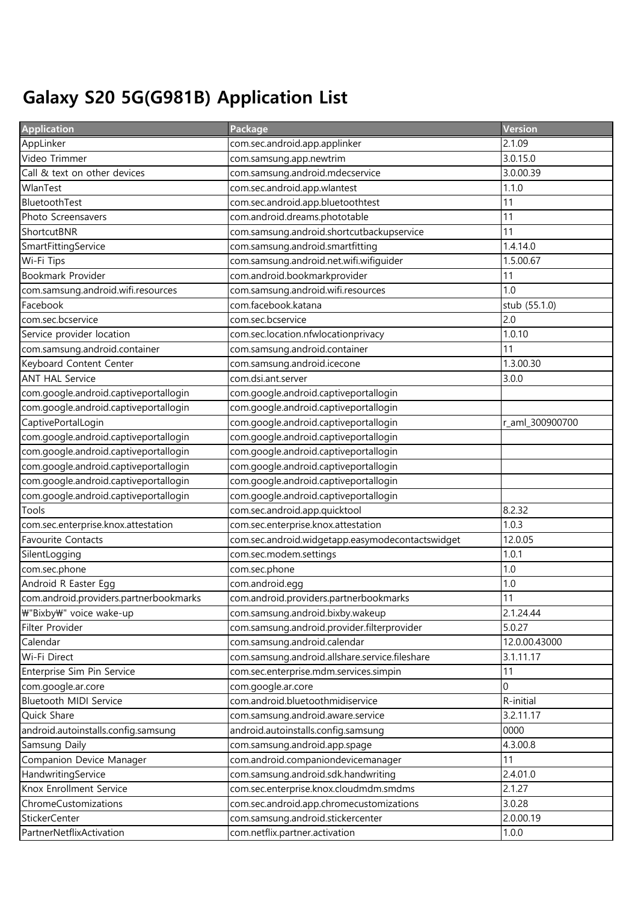# Galaxy S20 5G(G981B) Application List

| Application | Package | Version |
|---|---|---|
| AppLinker | com.sec.android.app.applinker | 2.1.09 |
| Video Trimmer | com.samsung.app.newtrim | 3.0.15.0 |
| Call & text on other devices | com.samsung.android.mdecservice | 3.0.00.39 |
| WlanTest | com.sec.android.app.wlantest | 1.1.0 |
| BluetoothTest | com.sec.android.app.bluetoothtest | 11 |
| Photo Screensavers | com.android.dreams.phototable | 11 |
| ShortcutBNR | com.samsung.android.shortcutbackupservice | 11 |
| SmartFittingService | com.samsung.android.smartfitting | 1.4.14.0 |
| Wi-Fi Tips | com.samsung.android.net.wifi.wifiguider | 1.5.00.67 |
| Bookmark Provider | com.android.bookmarkprovider | 11 |
| com.samsung.android.wifi.resources | com.samsung.android.wifi.resources | 1.0 |
| Facebook | com.facebook.katana | stub (55.1.0) |
| com.sec.bcservice | com.sec.bcservice | 2.0 |
| Service provider location | com.sec.location.nfwlocationprivacy | 1.0.10 |
| com.samsung.android.container | com.samsung.android.container | 11 |
| Keyboard Content Center | com.samsung.android.icecone | 1.3.00.30 |
| ANT HAL Service | com.dsi.ant.server | 3.0.0 |
| com.google.android.captiveportallogin | com.google.android.captiveportallogin | |
| com.google.android.captiveportallogin | com.google.android.captiveportallogin | |
| CaptivePortalLogin | com.google.android.captiveportallogin | r_aml_300900700 |
| com.google.android.captiveportallogin | com.google.android.captiveportallogin | |
| com.google.android.captiveportallogin | com.google.android.captiveportallogin | |
| com.google.android.captiveportallogin | com.google.android.captiveportallogin | |
| com.google.android.captiveportallogin | com.google.android.captiveportallogin | |
| com.google.android.captiveportallogin | com.google.android.captiveportallogin | |
| Tools | com.sec.android.app.quicktool | 8.2.32 |
| com.sec.enterprise.knox.attestation | com.sec.enterprise.knox.attestation | 1.0.3 |
| Favourite Contacts | com.sec.android.widgetapp.easymodecontactswidget | 12.0.05 |
| SilentLogging | com.sec.modem.settings | 1.0.1 |
| com.sec.phone | com.sec.phone | 1.0 |
| Android R Easter Egg | com.android.egg | 1.0 |
| com.android.providers.partnerbookmarks | com.android.providers.partnerbookmarks | 11 |
| ₩"Bixby₩" voice wake-up | com.samsung.android.bixby.wakeup | 2.1.24.44 |
| Filter Provider | com.samsung.android.provider.filterprovider | 5.0.27 |
| Calendar | com.samsung.android.calendar | 12.0.00.43000 |
| Wi-Fi Direct | com.samsung.android.allshare.service.fileshare | 3.1.11.17 |
| Enterprise Sim Pin Service | com.sec.enterprise.mdm.services.simpin | 11 |
| com.google.ar.core | com.google.ar.core | 0 |
| Bluetooth MIDI Service | com.android.bluetoothmidiservice | R-initial |
| Quick Share | com.samsung.android.aware.service | 3.2.11.17 |
| android.autoinstalls.config.samsung | android.autoinstalls.config.samsung | 0000 |
| Samsung Daily | com.samsung.android.app.spage | 4.3.00.8 |
| Companion Device Manager | com.android.companiondevicemanager | 11 |
| HandwritingService | com.samsung.android.sdk.handwriting | 2.4.01.0 |
| Knox Enrollment Service | com.sec.enterprise.knox.cloudmdm.smdms | 2.1.27 |
| ChromeCustomizations | com.sec.android.app.chromecustomizations | 3.0.28 |
| StickerCenter | com.samsung.android.stickercenter | 2.0.00.19 |
| PartnerNetflixActivation | com.netflix.partner.activation | 1.0.0 |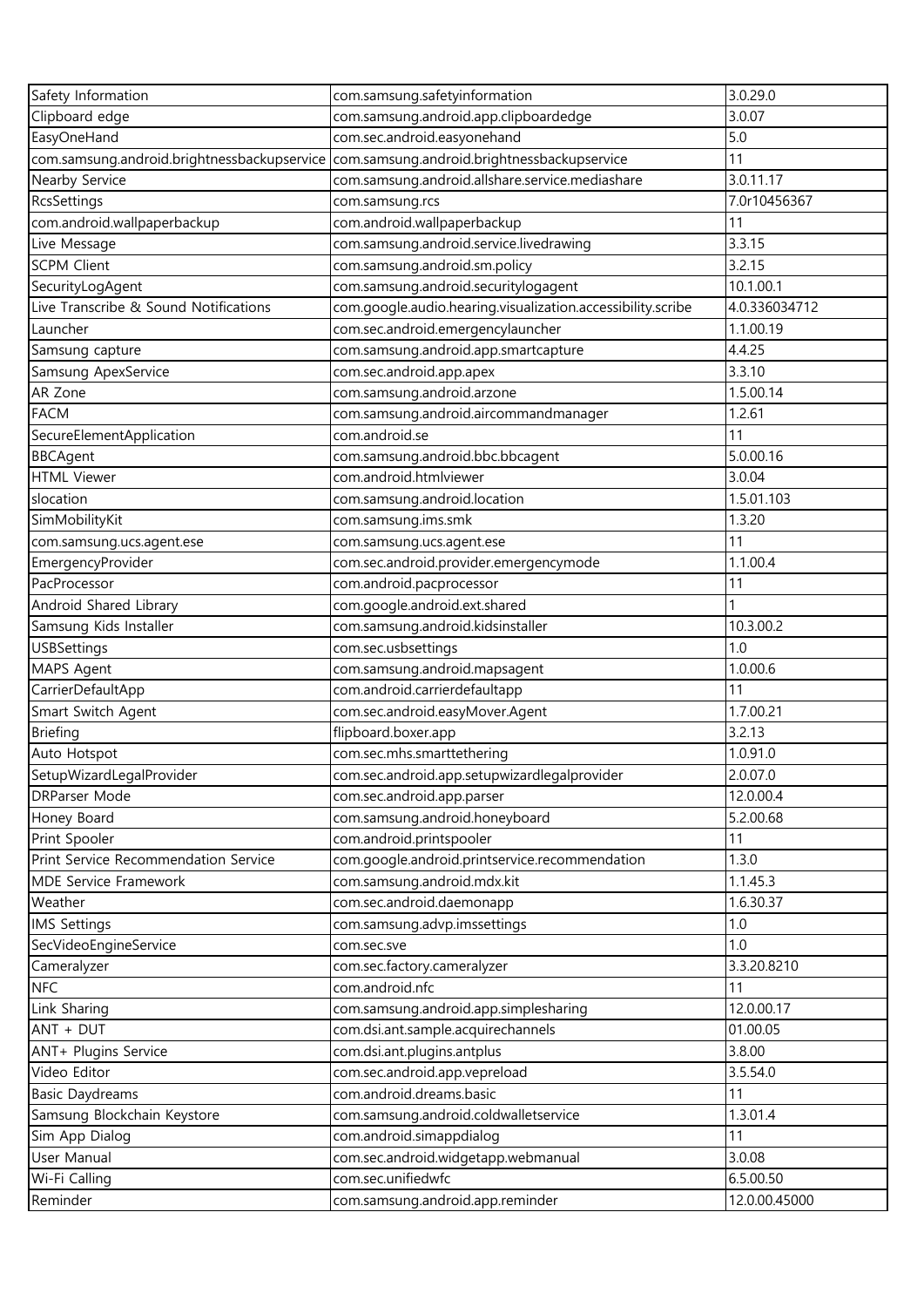| Safety Information | com.samsung.safetyinformation | 3.0.29.0 |
|---|---|---|
| Clipboard edge | com.samsung.android.app.clipboardedge | 3.0.07 |
| EasyOneHand | com.sec.android.easyonehand | 5.0 |
| com.samsung.android.brightnessbackupservice | com.samsung.android.brightnessbackupservice | 11 |
| Nearby Service | com.samsung.android.allshare.service.mediashare | 3.0.11.17 |
| RcsSettings | com.samsung.rcs | 7.0r10456367 |
| com.android.wallpaperbackup | com.android.wallpaperbackup | 11 |
| Live Message | com.samsung.android.service.livedrawing | 3.3.15 |
| SCPM Client | com.samsung.android.sm.policy | 3.2.15 |
| SecurityLogAgent | com.samsung.android.securitylogagent | 10.1.00.1 |
| Live Transcribe & Sound Notifications | com.google.audio.hearing.visualization.accessibility.scribe | 4.0.336034712 |
| Launcher | com.sec.android.emergencylauncher | 1.1.00.19 |
| Samsung capture | com.samsung.android.app.smartcapture | 4.4.25 |
| Samsung ApexService | com.sec.android.app.apex | 3.3.10 |
| AR Zone | com.samsung.android.arzone | 1.5.00.14 |
| FACM | com.samsung.android.aircommandmanager | 1.2.61 |
| SecureElementApplication | com.android.se | 11 |
| BBCAgent | com.samsung.android.bbc.bbcagent | 5.0.00.16 |
| HTML Viewer | com.android.htmlviewer | 3.0.04 |
| slocation | com.samsung.android.location | 1.5.01.103 |
| SimMobilityKit | com.samsung.ims.smk | 1.3.20 |
| com.samsung.ucs.agent.ese | com.samsung.ucs.agent.ese | 11 |
| EmergencyProvider | com.sec.android.provider.emergencymode | 1.1.00.4 |
| PacProcessor | com.android.pacprocessor | 11 |
| Android Shared Library | com.google.android.ext.shared | 1 |
| Samsung Kids Installer | com.samsung.android.kidsinstaller | 10.3.00.2 |
| USBSettings | com.sec.usbsettings | 1.0 |
| MAPS Agent | com.samsung.android.mapsagent | 1.0.00.6 |
| CarrierDefaultApp | com.android.carrierdefaultapp | 11 |
| Smart Switch Agent | com.sec.android.easyMover.Agent | 1.7.00.21 |
| Briefing | flipboard.boxer.app | 3.2.13 |
| Auto Hotspot | com.sec.mhs.smarttethering | 1.0.91.0 |
| SetupWizardLegalProvider | com.sec.android.app.setupwizardlegalprovider | 2.0.07.0 |
| DRParser Mode | com.sec.android.app.parser | 12.0.00.4 |
| Honey Board | com.samsung.android.honeyboard | 5.2.00.68 |
| Print Spooler | com.android.printspooler | 11 |
| Print Service Recommendation Service | com.google.android.printservice.recommendation | 1.3.0 |
| MDE Service Framework | com.samsung.android.mdx.kit | 1.1.45.3 |
| Weather | com.sec.android.daemonapp | 1.6.30.37 |
| IMS Settings | com.samsung.advp.imssettings | 1.0 |
| SecVideoEngineService | com.sec.sve | 1.0 |
| Cameralyzer | com.sec.factory.cameralyzer | 3.3.20.8210 |
| NFC | com.android.nfc | 11 |
| Link Sharing | com.samsung.android.app.simplesharing | 12.0.00.17 |
| ANT + DUT | com.dsi.ant.sample.acquirechannels | 01.00.05 |
| ANT+ Plugins Service | com.dsi.ant.plugins.antplus | 3.8.00 |
| Video Editor | com.sec.android.app.vepreload | 3.5.54.0 |
| Basic Daydreams | com.android.dreams.basic | 11 |
| Samsung Blockchain Keystore | com.samsung.android.coldwalletservice | 1.3.01.4 |
| Sim App Dialog | com.android.simappdialog | 11 |
| User Manual | com.sec.android.widgetapp.webmanual | 3.0.08 |
| Wi-Fi Calling | com.sec.unifiedwfc | 6.5.00.50 |
| Reminder | com.samsung.android.app.reminder | 12.0.00.45000 |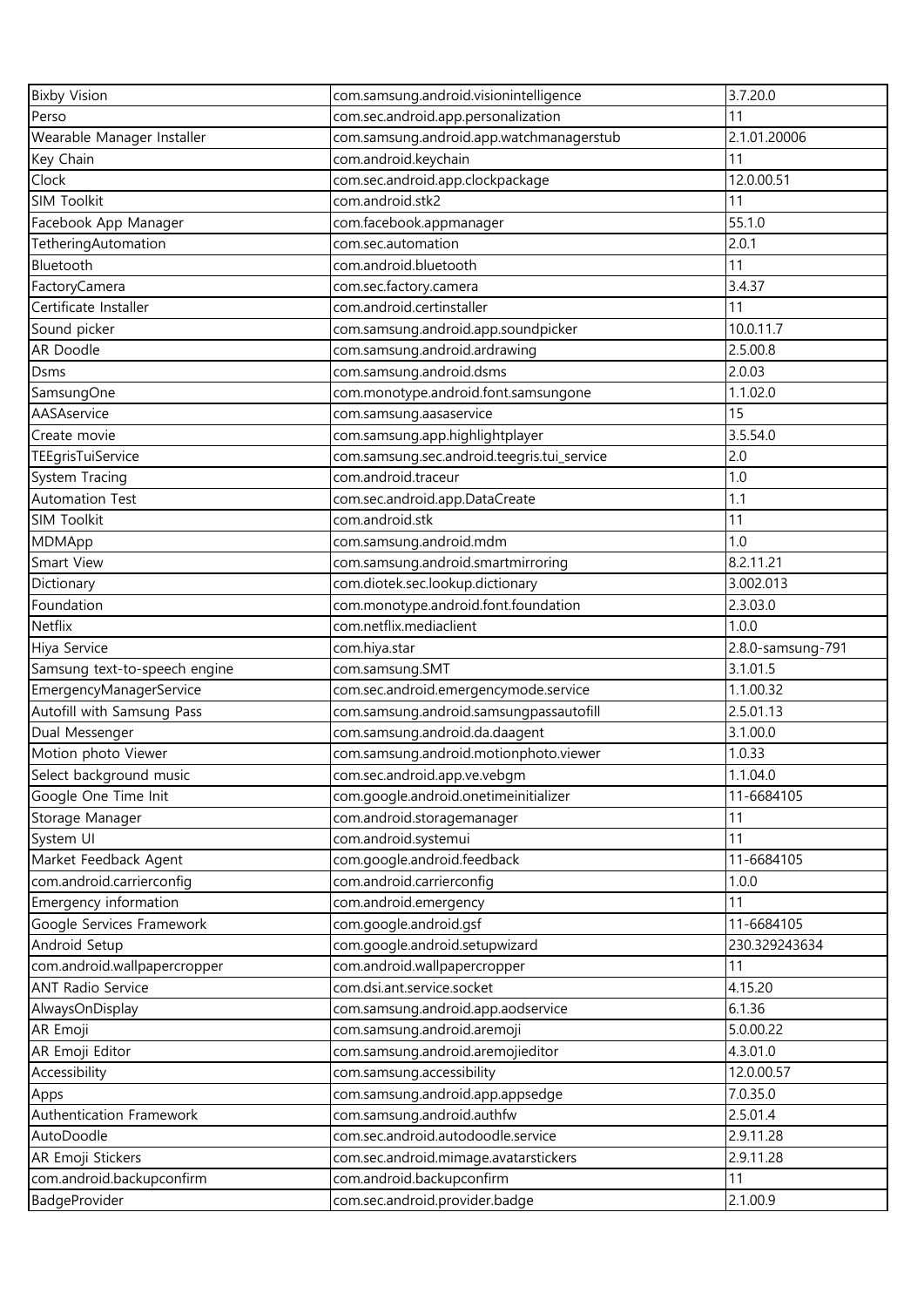| Bixby Vision | com.samsung.android.visionintelligence | 3.7.20.0 |
|---|---|---|
| Perso | com.sec.android.app.personalization | 11 |
| Wearable Manager Installer | com.samsung.android.app.watchmanagerstub | 2.1.01.20006 |
| Key Chain | com.android.keychain | 11 |
| Clock | com.sec.android.app.clockpackage | 12.0.00.51 |
| SIM Toolkit | com.android.stk2 | 11 |
| Facebook App Manager | com.facebook.appmanager | 55.1.0 |
| TetheringAutomation | com.sec.automation | 2.0.1 |
| Bluetooth | com.android.bluetooth | 11 |
| FactoryCamera | com.sec.factory.camera | 3.4.37 |
| Certificate Installer | com.android.certinstaller | 11 |
| Sound picker | com.samsung.android.app.soundpicker | 10.0.11.7 |
| AR Doodle | com.samsung.android.ardrawing | 2.5.00.8 |
| Dsms | com.samsung.android.dsms | 2.0.03 |
| SamsungOne | com.monotype.android.font.samsungone | 1.1.02.0 |
| AASAservice | com.samsung.aasaservice | 15 |
| Create movie | com.samsung.app.highlightplayer | 3.5.54.0 |
| TEEgrisTuiService | com.samsung.sec.android.teegris.tui_service | 2.0 |
| System Tracing | com.android.traceur | 1.0 |
| Automation Test | com.sec.android.app.DataCreate | 1.1 |
| SIM Toolkit | com.android.stk | 11 |
| MDMApp | com.samsung.android.mdm | 1.0 |
| Smart View | com.samsung.android.smartmirroring | 8.2.11.21 |
| Dictionary | com.diotek.sec.lookup.dictionary | 3.002.013 |
| Foundation | com.monotype.android.font.foundation | 2.3.03.0 |
| Netflix | com.netflix.mediaclient | 1.0.0 |
| Hiya Service | com.hiya.star | 2.8.0-samsung-791 |
| Samsung text-to-speech engine | com.samsung.SMT | 3.1.01.5 |
| EmergencyManagerService | com.sec.android.emergencymode.service | 1.1.00.32 |
| Autofill with Samsung Pass | com.samsung.android.samsungpassautofill | 2.5.01.13 |
| Dual Messenger | com.samsung.android.da.daagent | 3.1.00.0 |
| Motion photo Viewer | com.samsung.android.motionphoto.viewer | 1.0.33 |
| Select background music | com.sec.android.app.ve.vebgm | 1.1.04.0 |
| Google One Time Init | com.google.android.onetimeinitializer | 11-6684105 |
| Storage Manager | com.android.storagemanager | 11 |
| System UI | com.android.systemui | 11 |
| Market Feedback Agent | com.google.android.feedback | 11-6684105 |
| com.android.carrierconfig | com.android.carrierconfig | 1.0.0 |
| Emergency information | com.android.emergency | 11 |
| Google Services Framework | com.google.android.gsf | 11-6684105 |
| Android Setup | com.google.android.setupwizard | 230.329243634 |
| com.android.wallpapercropper | com.android.wallpapercropper | 11 |
| ANT Radio Service | com.dsi.ant.service.socket | 4.15.20 |
| AlwaysOnDisplay | com.samsung.android.app.aodservice | 6.1.36 |
| AR Emoji | com.samsung.android.aremoji | 5.0.00.22 |
| AR Emoji Editor | com.samsung.android.aremojieditor | 4.3.01.0 |
| Accessibility | com.samsung.accessibility | 12.0.00.57 |
| Apps | com.samsung.android.app.appsedge | 7.0.35.0 |
| Authentication Framework | com.samsung.android.authfw | 2.5.01.4 |
| AutoDoodle | com.sec.android.autodoodle.service | 2.9.11.28 |
| AR Emoji Stickers | com.sec.android.mimage.avatarstickers | 2.9.11.28 |
| com.android.backupconfirm | com.android.backupconfirm | 11 |
| BadgeProvider | com.sec.android.provider.badge | 2.1.00.9 |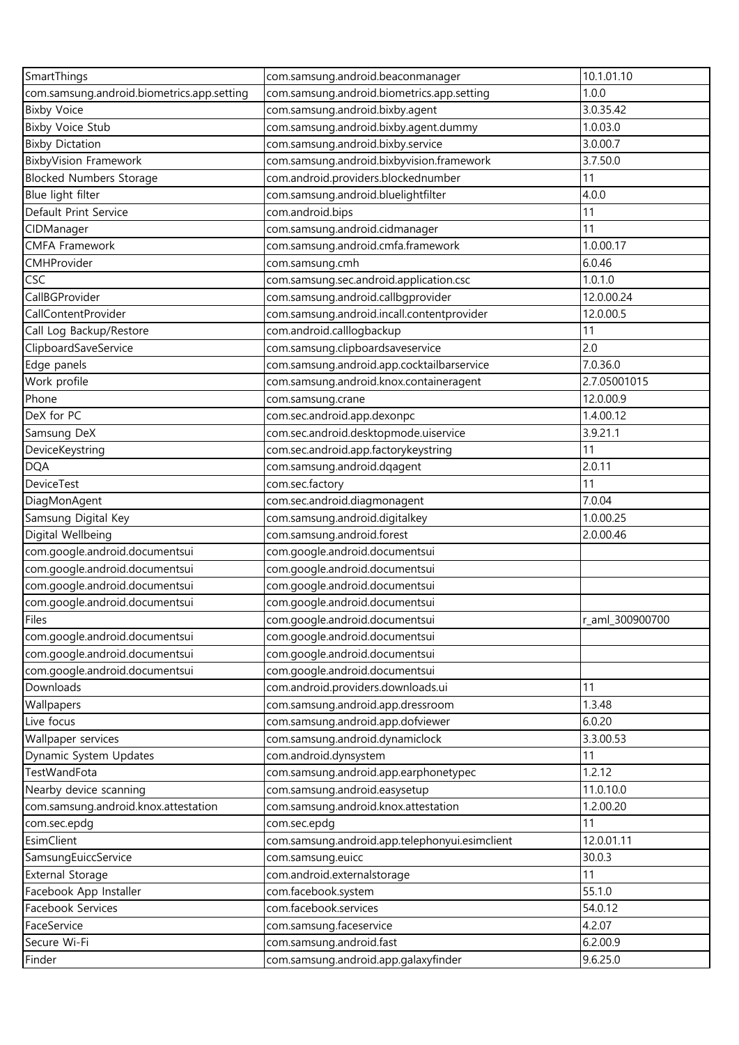| SmartThings | com.samsung.android.beaconmanager | 10.1.01.10 |
|---|---|---|
| com.samsung.android.biometrics.app.setting | com.samsung.android.biometrics.app.setting | 1.0.0 |
| Bixby Voice | com.samsung.android.bixby.agent | 3.0.35.42 |
| Bixby Voice Stub | com.samsung.android.bixby.agent.dummy | 1.0.03.0 |
| Bixby Dictation | com.samsung.android.bixby.service | 3.0.00.7 |
| BixbyVision Framework | com.samsung.android.bixbyvision.framework | 3.7.50.0 |
| Blocked Numbers Storage | com.android.providers.blockednumber | 11 |
| Blue light filter | com.samsung.android.bluelightfilter | 4.0.0 |
| Default Print Service | com.android.bips | 11 |
| CIDManager | com.samsung.android.cidmanager | 11 |
| CMFA Framework | com.samsung.android.cmfa.framework | 1.0.00.17 |
| CMHProvider | com.samsung.cmh | 6.0.46 |
| CSC | com.samsung.sec.android.application.csc | 1.0.1.0 |
| CallBGProvider | com.samsung.android.callbgprovider | 12.0.00.24 |
| CallContentProvider | com.samsung.android.incall.contentprovider | 12.0.00.5 |
| Call Log Backup/Restore | com.android.calllogbackup | 11 |
| ClipboardSaveService | com.samsung.clipboardsaveservice | 2.0 |
| Edge panels | com.samsung.android.app.cocktailbarservice | 7.0.36.0 |
| Work profile | com.samsung.android.knox.containeragent | 2.7.05001015 |
| Phone | com.samsung.crane | 12.0.00.9 |
| DeX for PC | com.sec.android.app.dexonpc | 1.4.00.12 |
| Samsung DeX | com.sec.android.desktopmode.uiservice | 3.9.21.1 |
| DeviceKeystring | com.sec.android.app.factorykeystring | 11 |
| DQA | com.samsung.android.dqagent | 2.0.11 |
| DeviceTest | com.sec.factory | 11 |
| DiagMonAgent | com.sec.android.diagmonagent | 7.0.04 |
| Samsung Digital Key | com.samsung.android.digitalkey | 1.0.00.25 |
| Digital Wellbeing | com.samsung.android.forest | 2.0.00.46 |
| com.google.android.documentsui | com.google.android.documentsui | |
| com.google.android.documentsui | com.google.android.documentsui | |
| com.google.android.documentsui | com.google.android.documentsui | |
| com.google.android.documentsui | com.google.android.documentsui | |
| Files | com.google.android.documentsui | r_aml_300900700 |
| com.google.android.documentsui | com.google.android.documentsui | |
| com.google.android.documentsui | com.google.android.documentsui | |
| com.google.android.documentsui | com.google.android.documentsui | |
| Downloads | com.android.providers.downloads.ui | 11 |
| Wallpapers | com.samsung.android.app.dressroom | 1.3.48 |
| Live focus | com.samsung.android.app.dofviewer | 6.0.20 |
| Wallpaper services | com.samsung.android.dynamiclock | 3.3.00.53 |
| Dynamic System Updates | com.android.dynsystem | 11 |
| TestWandFota | com.samsung.android.app.earphonetypec | 1.2.12 |
| Nearby device scanning | com.samsung.android.easysetup | 11.0.10.0 |
| com.samsung.android.knox.attestation | com.samsung.android.knox.attestation | 1.2.00.20 |
| com.sec.epdg | com.sec.epdg | 11 |
| EsimClient | com.samsung.android.app.telephonyui.esimclient | 12.0.01.11 |
| SamsungEuiccService | com.samsung.euicc | 30.0.3 |
| External Storage | com.android.externalstorage | 11 |
| Facebook App Installer | com.facebook.system | 55.1.0 |
| Facebook Services | com.facebook.services | 54.0.12 |
| FaceService | com.samsung.faceservice | 4.2.07 |
| Secure Wi-Fi | com.samsung.android.fast | 6.2.00.9 |
| Finder | com.samsung.android.app.galaxyfinder | 9.6.25.0 |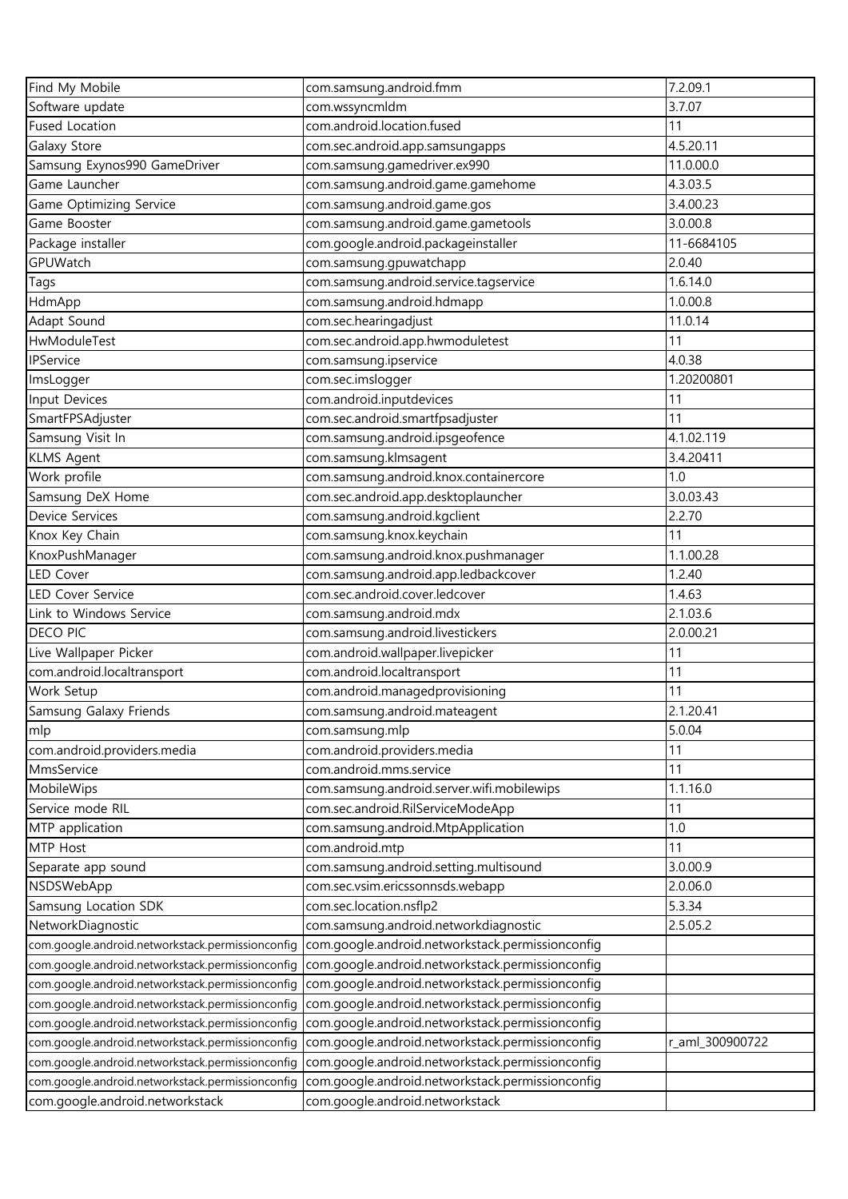| Find My Mobile | com.samsung.android.fmm | 7.2.09.1 |
|---|---|---|
| Software update | com.wssyncmldm | 3.7.07 |
| Fused Location | com.android.location.fused | 11 |
| Galaxy Store | com.sec.android.app.samsungapps | 4.5.20.11 |
| Samsung Exynos990 GameDriver | com.samsung.gamedriver.ex990 | 11.0.00.0 |
| Game Launcher | com.samsung.android.game.gamehome | 4.3.03.5 |
| Game Optimizing Service | com.samsung.android.game.gos | 3.4.00.23 |
| Game Booster | com.samsung.android.game.gametools | 3.0.00.8 |
| Package installer | com.google.android.packageinstaller | 11-6684105 |
| GPUWatch | com.samsung.gpuwatchapp | 2.0.40 |
| Tags | com.samsung.android.service.tagservice | 1.6.14.0 |
| HdmApp | com.samsung.android.hdmapp | 1.0.00.8 |
| Adapt Sound | com.sec.hearingadjust | 11.0.14 |
| HwModuleTest | com.sec.android.app.hwmoduletest | 11 |
| IPService | com.samsung.ipservice | 4.0.38 |
| ImsLogger | com.sec.imslogger | 1.20200801 |
| Input Devices | com.android.inputdevices | 11 |
| SmartFPSAdjuster | com.sec.android.smartfpsadjuster | 11 |
| Samsung Visit In | com.samsung.android.ipsgeofence | 4.1.02.119 |
| KLMS Agent | com.samsung.klmsagent | 3.4.20411 |
| Work profile | com.samsung.android.knox.containercore | 1.0 |
| Samsung DeX Home | com.sec.android.app.desktoplauncher | 3.0.03.43 |
| Device Services | com.samsung.android.kgclient | 2.2.70 |
| Knox Key Chain | com.samsung.knox.keychain | 11 |
| KnoxPushManager | com.samsung.android.knox.pushmanager | 1.1.00.28 |
| LED Cover | com.samsung.android.app.ledbackcover | 1.2.40 |
| LED Cover Service | com.sec.android.cover.ledcover | 1.4.63 |
| Link to Windows Service | com.samsung.android.mdx | 2.1.03.6 |
| DECO PIC | com.samsung.android.livestickers | 2.0.00.21 |
| Live Wallpaper Picker | com.android.wallpaper.livepicker | 11 |
| com.android.localtransport | com.android.localtransport | 11 |
| Work Setup | com.android.managedprovisioning | 11 |
| Samsung Galaxy Friends | com.samsung.android.mateagent | 2.1.20.41 |
| mlp | com.samsung.mlp | 5.0.04 |
| com.android.providers.media | com.android.providers.media | 11 |
| MmsService | com.android.mms.service | 11 |
| MobileWips | com.samsung.android.server.wifi.mobilewips | 1.1.16.0 |
| Service mode RIL | com.sec.android.RilServiceModeApp | 11 |
| MTP application | com.samsung.android.MtpApplication | 1.0 |
| MTP Host | com.android.mtp | 11 |
| Separate app sound | com.samsung.android.setting.multisound | 3.0.00.9 |
| NSDSWebApp | com.sec.vsim.ericssonnsds.webapp | 2.0.06.0 |
| Samsung Location SDK | com.sec.location.nsflp2 | 5.3.34 |
| NetworkDiagnostic | com.samsung.android.networkdiagnostic | 2.5.05.2 |
| com.google.android.networkstack.permissionconfig | com.google.android.networkstack.permissionconfig | |
| com.google.android.networkstack.permissionconfig | com.google.android.networkstack.permissionconfig | |
| com.google.android.networkstack.permissionconfig | com.google.android.networkstack.permissionconfig | |
| com.google.android.networkstack.permissionconfig | com.google.android.networkstack.permissionconfig | |
| com.google.android.networkstack.permissionconfig | com.google.android.networkstack.permissionconfig | |
| com.google.android.networkstack.permissionconfig | com.google.android.networkstack.permissionconfig | r_aml_300900722 |
| com.google.android.networkstack.permissionconfig | com.google.android.networkstack.permissionconfig | |
| com.google.android.networkstack.permissionconfig | com.google.android.networkstack.permissionconfig | |
| com.google.android.networkstack | com.google.android.networkstack | |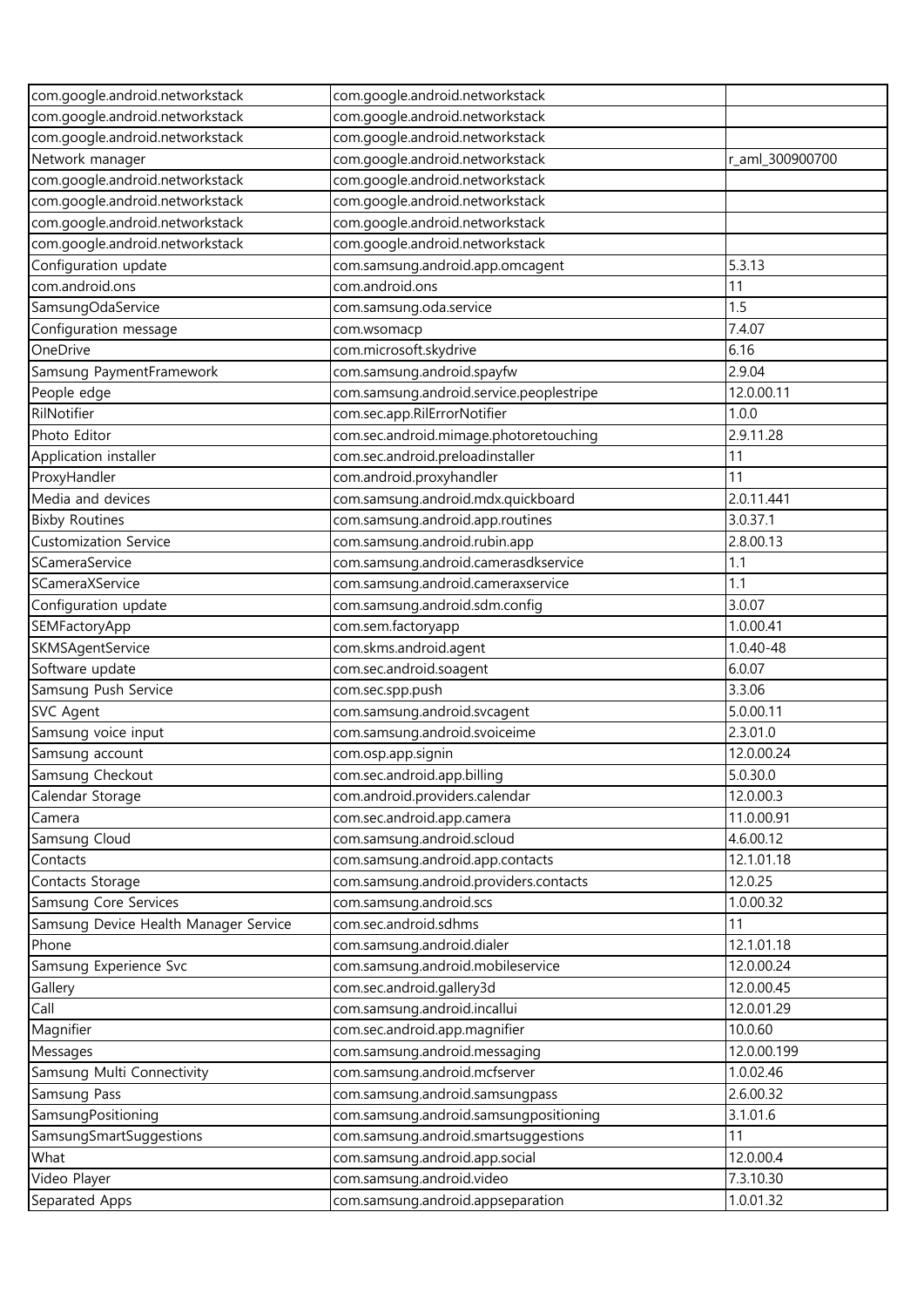| | | |
|---|---|---|
| com.google.android.networkstack | com.google.android.networkstack | |
| com.google.android.networkstack | com.google.android.networkstack | |
| com.google.android.networkstack | com.google.android.networkstack | |
| Network manager | com.google.android.networkstack | r_aml_300900700 |
| com.google.android.networkstack | com.google.android.networkstack | |
| com.google.android.networkstack | com.google.android.networkstack | |
| com.google.android.networkstack | com.google.android.networkstack | |
| com.google.android.networkstack | com.google.android.networkstack | |
| Configuration update | com.samsung.android.app.omcagent | 5.3.13 |
| com.android.ons | com.android.ons | 11 |
| SamsungOdaService | com.samsung.oda.service | 1.5 |
| Configuration message | com.wsomacp | 7.4.07 |
| OneDrive | com.microsoft.skydrive | 6.16 |
| Samsung PaymentFramework | com.samsung.android.spayfw | 2.9.04 |
| People edge | com.samsung.android.service.peoplestripe | 12.0.00.11 |
| RilNotifier | com.sec.app.RilErrorNotifier | 1.0.0 |
| Photo Editor | com.sec.android.mimage.photoretouching | 2.9.11.28 |
| Application installer | com.sec.android.preloadinstaller | 11 |
| ProxyHandler | com.android.proxyhandler | 11 |
| Media and devices | com.samsung.android.mdx.quickboard | 2.0.11.441 |
| Bixby Routines | com.samsung.android.app.routines | 3.0.37.1 |
| Customization Service | com.samsung.android.rubin.app | 2.8.00.13 |
| SCameraService | com.samsung.android.camerasdkservice | 1.1 |
| SCameraXService | com.samsung.android.cameraxservice | 1.1 |
| Configuration update | com.samsung.android.sdm.config | 3.0.07 |
| SEMFactoryApp | com.sem.factoryapp | 1.0.00.41 |
| SKMSAgentService | com.skms.android.agent | 1.0.40-48 |
| Software update | com.sec.android.soagent | 6.0.07 |
| Samsung Push Service | com.sec.spp.push | 3.3.06 |
| SVC Agent | com.samsung.android.svcagent | 5.0.00.11 |
| Samsung voice input | com.samsung.android.svoiceime | 2.3.01.0 |
| Samsung account | com.osp.app.signin | 12.0.00.24 |
| Samsung Checkout | com.sec.android.app.billing | 5.0.30.0 |
| Calendar Storage | com.android.providers.calendar | 12.0.00.3 |
| Camera | com.sec.android.app.camera | 11.0.00.91 |
| Samsung Cloud | com.samsung.android.scloud | 4.6.00.12 |
| Contacts | com.samsung.android.app.contacts | 12.1.01.18 |
| Contacts Storage | com.samsung.android.providers.contacts | 12.0.25 |
| Samsung Core Services | com.samsung.android.scs | 1.0.00.32 |
| Samsung Device Health Manager Service | com.sec.android.sdhms | 11 |
| Phone | com.samsung.android.dialer | 12.1.01.18 |
| Samsung Experience Svc | com.samsung.android.mobileservice | 12.0.00.24 |
| Gallery | com.sec.android.gallery3d | 12.0.00.45 |
| Call | com.samsung.android.incallui | 12.0.01.29 |
| Magnifier | com.sec.android.app.magnifier | 10.0.60 |
| Messages | com.samsung.android.messaging | 12.0.00.199 |
| Samsung Multi Connectivity | com.samsung.android.mcfserver | 1.0.02.46 |
| Samsung Pass | com.samsung.android.samsungpass | 2.6.00.32 |
| SamsungPositioning | com.samsung.android.samsungpositioning | 3.1.01.6 |
| SamsungSmartSuggestions | com.samsung.android.smartsuggestions | 11 |
| What | com.samsung.android.app.social | 12.0.00.4 |
| Video Player | com.samsung.android.video | 7.3.10.30 |
| Separated Apps | com.samsung.android.appseparation | 1.0.01.32 |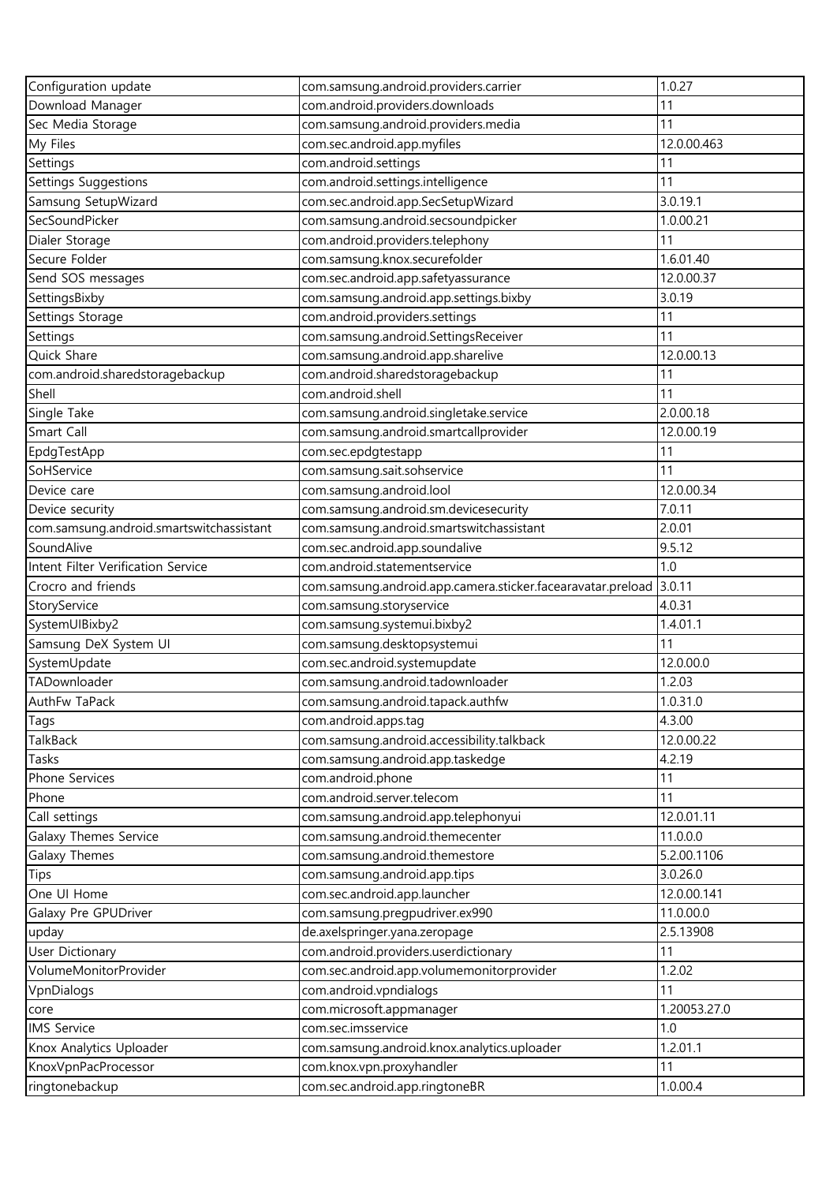| Configuration update | com.samsung.android.providers.carrier | 1.0.27 |
|---|---|---|
| Download Manager | com.android.providers.downloads | 11 |
| Sec Media Storage | com.samsung.android.providers.media | 11 |
| My Files | com.sec.android.app.myfiles | 12.0.00.463 |
| Settings | com.android.settings | 11 |
| Settings Suggestions | com.android.settings.intelligence | 11 |
| Samsung SetupWizard | com.sec.android.app.SecSetupWizard | 3.0.19.1 |
| SecSoundPicker | com.samsung.android.secsoundpicker | 1.0.00.21 |
| Dialer Storage | com.android.providers.telephony | 11 |
| Secure Folder | com.samsung.knox.securefolder | 1.6.01.40 |
| Send SOS messages | com.sec.android.app.safetyassurance | 12.0.00.37 |
| SettingsBixby | com.samsung.android.app.settings.bixby | 3.0.19 |
| Settings Storage | com.android.providers.settings | 11 |
| Settings | com.samsung.android.SettingsReceiver | 11 |
| Quick Share | com.samsung.android.app.sharelive | 12.0.00.13 |
| com.android.sharedstoragebackup | com.android.sharedstoragebackup | 11 |
| Shell | com.android.shell | 11 |
| Single Take | com.samsung.android.singletake.service | 2.0.00.18 |
| Smart Call | com.samsung.android.smartcallprovider | 12.0.00.19 |
| EpdgTestApp | com.sec.epdgtestapp | 11 |
| SoHService | com.samsung.sait.sohservice | 11 |
| Device care | com.samsung.android.lool | 12.0.00.34 |
| Device security | com.samsung.android.sm.devicesecurity | 7.0.11 |
| com.samsung.android.smartswitchassistant | com.samsung.android.smartswitchassistant | 2.0.01 |
| SoundAlive | com.sec.android.app.soundalive | 9.5.12 |
| Intent Filter Verification Service | com.android.statementservice | 1.0 |
| Crocro and friends | com.samsung.android.app.camera.sticker.facearavatar.preload | 3.0.11 |
| StoryService | com.samsung.storyservice | 4.0.31 |
| SystemUIBixby2 | com.samsung.systemui.bixby2 | 1.4.01.1 |
| Samsung DeX System UI | com.samsung.desktopsystemui | 11 |
| SystemUpdate | com.sec.android.systemupdate | 12.0.00.0 |
| TADownloader | com.samsung.android.tadownloader | 1.2.03 |
| AuthFw TaPack | com.samsung.android.tapack.authfw | 1.0.31.0 |
| Tags | com.android.apps.tag | 4.3.00 |
| TalkBack | com.samsung.android.accessibility.talkback | 12.0.00.22 |
| Tasks | com.samsung.android.app.taskedge | 4.2.19 |
| Phone Services | com.android.phone | 11 |
| Phone | com.android.server.telecom | 11 |
| Call settings | com.samsung.android.app.telephonyui | 12.0.01.11 |
| Galaxy Themes Service | com.samsung.android.themecenter | 11.0.0.0 |
| Galaxy Themes | com.samsung.android.themestore | 5.2.00.1106 |
| Tips | com.samsung.android.app.tips | 3.0.26.0 |
| One UI Home | com.sec.android.app.launcher | 12.0.00.141 |
| Galaxy Pre GPUDriver | com.samsung.pregpudriver.ex990 | 11.0.00.0 |
| upday | de.axelspringer.yana.zeropage | 2.5.13908 |
| User Dictionary | com.android.providers.userdictionary | 11 |
| VolumeMonitorProvider | com.sec.android.app.volumemonitorprovider | 1.2.02 |
| VpnDialogs | com.android.vpndialogs | 11 |
| core | com.microsoft.appmanager | 1.20053.27.0 |
| IMS Service | com.sec.imsservice | 1.0 |
| Knox Analytics Uploader | com.samsung.android.knox.analytics.uploader | 1.2.01.1 |
| KnoxVpnPacProcessor | com.knox.vpn.proxyhandler | 11 |
| ringtonebackup | com.sec.android.app.ringtoneBR | 1.0.00.4 |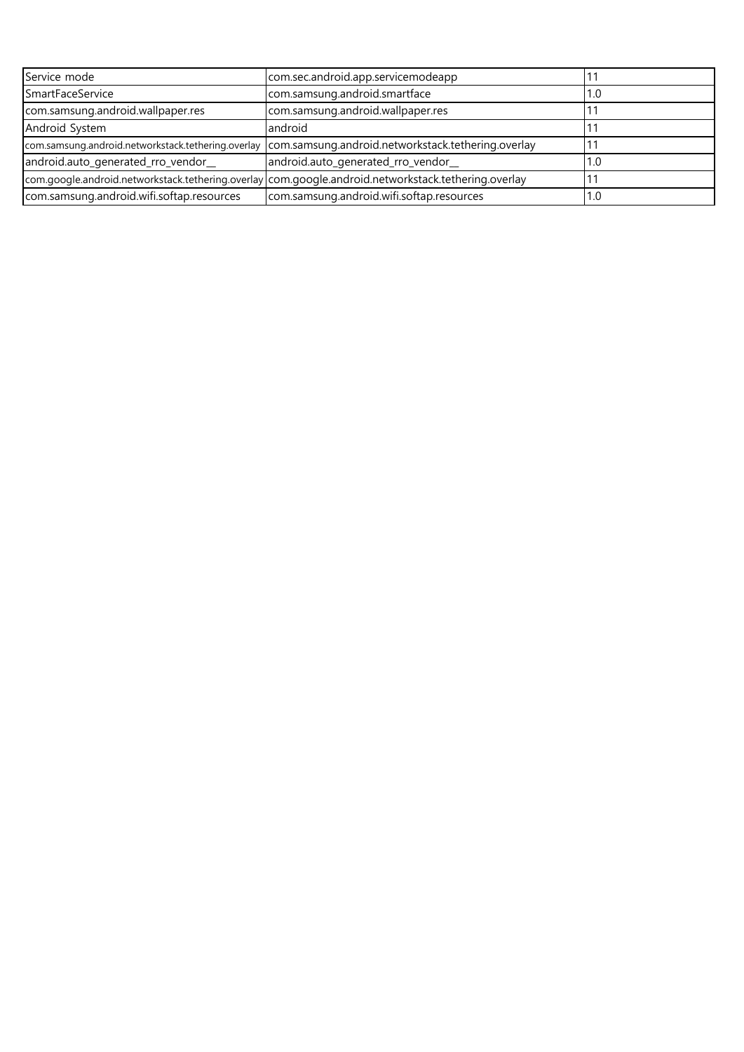| | | |
|---|---|---|
| Service mode | com.sec.android.app.servicemodeapp | 11 |
| SmartFaceService | com.samsung.android.smartface | 1.0 |
| com.samsung.android.wallpaper.res | com.samsung.android.wallpaper.res | 11 |
| Android System | android | 11 |
| com.samsung.android.networkstack.tethering.overlay | com.samsung.android.networkstack.tethering.overlay | 11 |
| android.auto_generated_rro_vendor__ | android.auto_generated_rro_vendor__ | 1.0 |
| com.google.android.networkstack.tethering.overlay | com.google.android.networkstack.tethering.overlay | 11 |
| com.samsung.android.wifi.softap.resources | com.samsung.android.wifi.softap.resources | 1.0 |